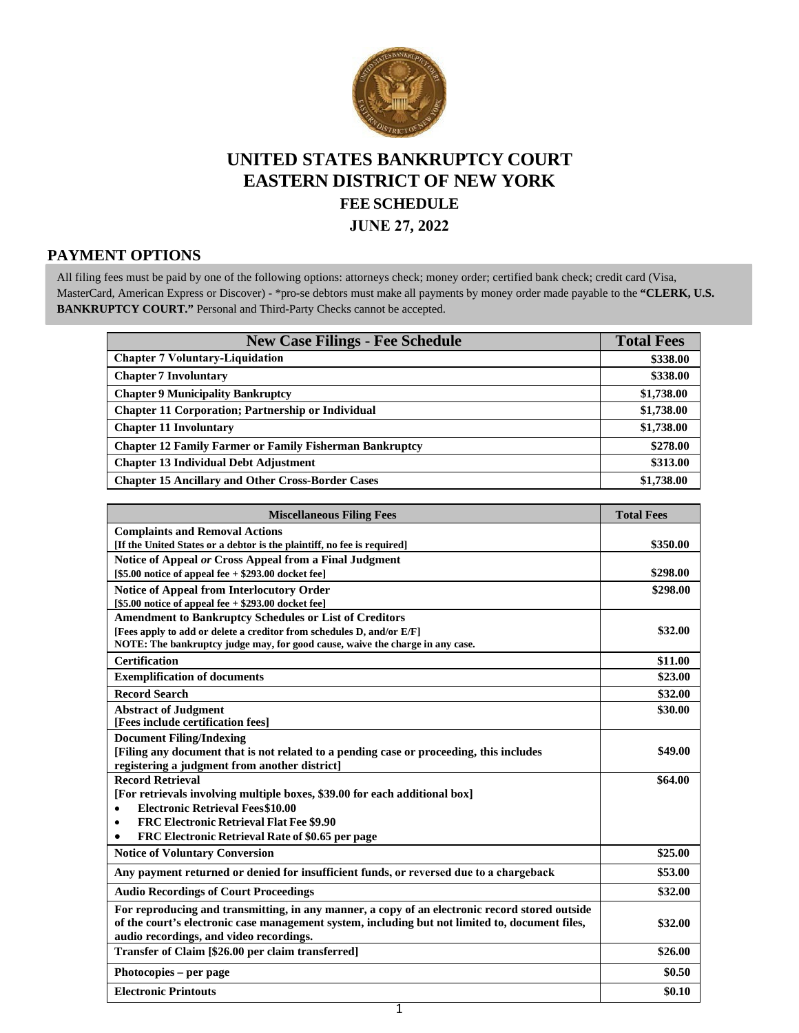# UNITED STATES BANKRUPTCY COURT
# EASTERN DISTRICT OF NEW YORK

### FEE SCHEDULE

### JUNE 27, 2022

## PAYMENT OPTIONS

All filing fees must be paid by one of the following options: attorneys check; money order; certified bank check; credit card (Visa, MasterCard, American Express or Discover) - *pro-se debtors must make all payments by money order made payable to the **"CLERK, U.S. BANKRUPTCY COURT."** Personal and Third-Party Checks cannot be accepted.

| New Case Filings - Fee Schedule | Total Fees |
|---|---|
| **Chapter 7 Voluntary-Liquidation** | **$338.00** |
| **Chapter 7 Involuntary** | **$338.00** |
| **Chapter 9 Municipality Bankruptcy** | **$1,738.00** |
| **Chapter 11 Corporation; Partnership or Individual** | **$1,738.00** |
| **Chapter 11 Involuntary** | **$1,738.00** |
| **Chapter 12 Family Farmer or Family Fisherman Bankruptcy** | **$278.00** |
| **Chapter 13 Individual Debt Adjustment** | **$313.00** |
| **Chapter 15 Ancillary and Other Cross-Border Cases** | **$1,738.00** |

| Miscellaneous Filing Fees | Total Fees |
|---|---|
| **Complaints and Removal Actions**<br>**[If the United States or a debtor is the plaintiff, no fee is required]** | **$350.00** |
| **Notice of Appeal *or* Cross Appeal from a Final Judgment**<br>**[$5.00 notice of appeal fee + $293.00 docket fee]** | **$298.00** |
| **Notice of Appeal from Interlocutory Order**<br>**[$5.00 notice of appeal fee + $293.00 docket fee]** | **$298.00** |
| **Amendment to Bankruptcy Schedules or List of Creditors**<br>**[Fees apply to add or delete a creditor from schedules D, and/or E/F]**<br>**NOTE: The bankruptcy judge may, for good cause, waive the charge in any case.** | **$32.00** |
| **Certification** | **$11.00** |
| **Exemplification of documents** | **$23.00** |
| **Record Search** | **$32.00** |
| **Abstract of Judgment**<br>**[Fees include certification fees]** | **$30.00** |
| **Document Filing/Indexing**<br>**[Filing any document that is not related to a pending case or proceeding, this includes registering a judgment from another district]** | **$49.00** |
| **Record Retrieval**<br>**[For retrievals involving multiple boxes, $39.00 for each additional box]**<br>• **Electronic Retrieval Fees$10.00**<br>• **FRC Electronic Retrieval Flat Fee $9.90**<br>• **FRC Electronic Retrieval Rate of $0.65 per page** | **$64.00** |
| **Notice of Voluntary Conversion** | **$25.00** |
| **Any payment returned or denied for insufficient funds, or reversed due to a chargeback** | **$53.00** |
| **Audio Recordings of Court Proceedings** | **$32.00** |
| **For reproducing and transmitting, in any manner, a copy of an electronic record stored outside of the court's electronic case management system, including but not limited to, document files, audio recordings, and video recordings.** | **$32.00** |
| **Transfer of Claim [$26.00 per claim transferred]** | **$26.00** |
| **Photocopies – per page** | **$0.50** |
| **Electronic Printouts** | **$0.10** |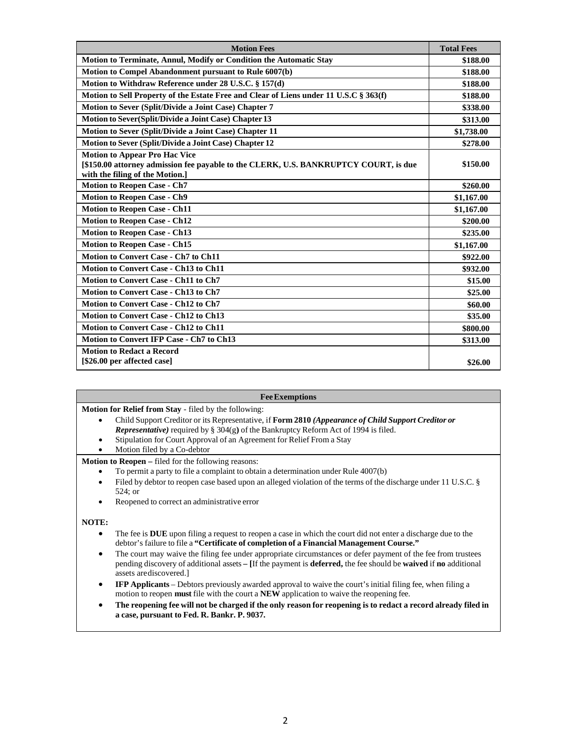| Motion Fees | Total Fees |
|---|---|
| **Motion to Terminate, Annul, Modify or Condition the Automatic Stay** | **$188.00** |
| **Motion to Compel Abandonment pursuant to Rule 6007(b)** | **$188.00** |
| **Motion to Withdraw Reference under 28 U.S.C. § 157(d)** | **$188.00** |
| **Motion to Sell Property of the Estate Free and Clear of Liens under 11 U.S.C § 363(f)** | **$188.00** |
| **Motion to Sever (Split/Divide a Joint Case) Chapter 7** | **$338.00** |
| **Motion to Sever(Split/Divide a Joint Case) Chapter 13** | **$313.00** |
| **Motion to Sever (Split/Divide a Joint Case) Chapter 11** | **$1,738.00** |
| **Motion to Sever (Split/Divide a Joint Case) Chapter 12** | **$278.00** |
| **Motion to Appear Pro Hac Vice** <br> **[$150.00 attorney admission fee payable to the CLERK, U.S. BANKRUPTCY COURT, is due with the filing of the Motion.]** | **$150.00** |
| **Motion to Reopen Case - Ch7** | **$260.00** |
| **Motion to Reopen Case - Ch9** | **$1,167.00** |
| **Motion to Reopen Case - Ch11** | **$1,167.00** |
| **Motion to Reopen Case - Ch12** | **$200.00** |
| **Motion to Reopen Case - Ch13** | **$235.00** |
| **Motion to Reopen Case - Ch15** | **$1,167.00** |
| **Motion to Convert Case - Ch7 to Ch11** | **$922.00** |
| **Motion to Convert Case - Ch13 to Ch11** | **$932.00** |
| **Motion to Convert Case - Ch11 to Ch7** | **$15.00** |
| **Motion to Convert Case - Ch13 to Ch7** | **$25.00** |
| **Motion to Convert Case - Ch12 to Ch7** | **$60.00** |
| **Motion to Convert Case - Ch12 to Ch13** | **$35.00** |
| **Motion to Convert Case - Ch12 to Ch11** | **$800.00** |
| **Motion to Convert IFP Case - Ch7 to Ch13** | **$313.00** |
| **Motion to Redact a Record** <br> **[$26.00 per affected case]** | **$26.00** |

**Fee Exemptions**

**Motion for Relief from Stay** - filed by the following:

- Child Support Creditor or its Representative, if **Form 2810** ***(Appearance of Child Support Creditor or Representative)*** required by § 304(g**)** of the Bankruptcy Reform Act of 1994 is filed.
- Stipulation for Court Approval of an Agreement for Relief From a Stay
- Motion filed by a Co-debtor

**Motion to Reopen –** filed for the following reasons:

- To permit a party to file a complaint to obtain a determination under Rule 4007(b)
- Filed by debtor to reopen case based upon an alleged violation of the terms of the discharge under 11 U.S.C. § 524; or
- Reopened to correct an administrative error

**NOTE:**

- The fee is **DUE** upon filing a request to reopen a case in which the court did not enter a discharge due to the debtor's failure to file a **"Certificate of completion of a Financial Management Course."**
- The court may waive the filing fee under appropriate circumstances or defer payment of the fee from trustees pending discovery of additional assets **– [**If the payment is **deferred,** the fee should be **waived** if **no** additional assets arediscovered.]
- **IFP Applicants** – Debtors previously awarded approval to waive the court's initial filing fee, when filing a motion to reopen **must** file with the court a **NEW** application to waive the reopening fee.
- **The reopening fee will not be charged if the only reason for reopening is to redact a record already filed in a case, pursuant to Fed. R. Bankr. P. 9037.**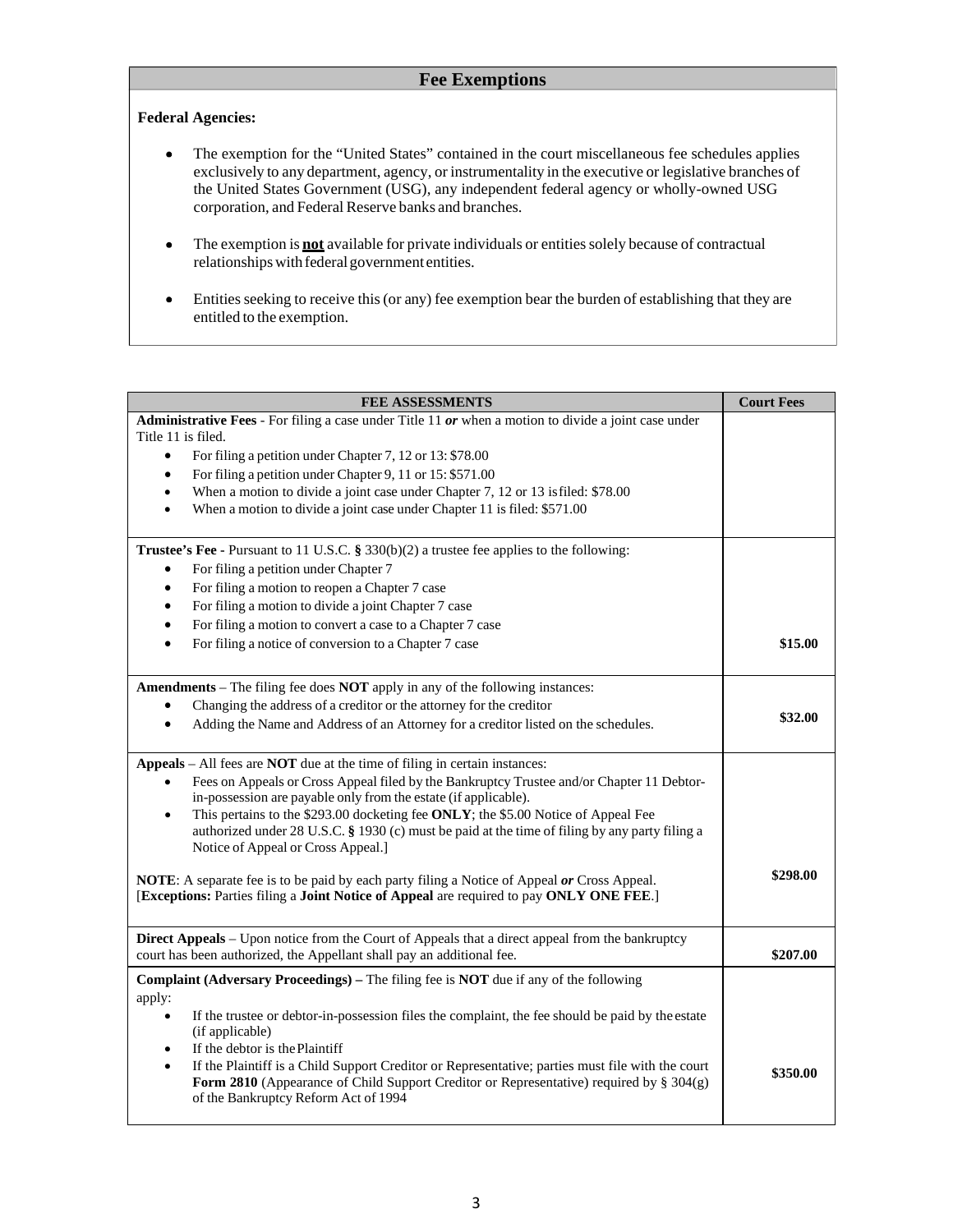## Fee Exemptions

**Federal Agencies:**

- The exemption for the "United States" contained in the court miscellaneous fee schedules applies exclusively to any department, agency, or instrumentality in the executive or legislative branches of the United States Government (USG), any independent federal agency or wholly-owned USG corporation, and Federal Reserve banks and branches.
- The exemption is **not** available for private individuals or entities solely because of contractual relationships with federal government entities.
- Entities seeking to receive this (or any) fee exemption bear the burden of establishing that they are entitled to the exemption.

| FEE ASSESSMENTS | Court Fees |
|---|---|
| **Administrative Fees** - For filing a case under Title 11 ***or*** when a motion to divide a joint case under Title 11 is filed.<br>• For filing a petition under Chapter 7, 12 or 13: $78.00<br>• For filing a petition under Chapter 9, 11 or 15: $571.00<br>• When a motion to divide a joint case under Chapter 7, 12 or 13 is filed: $78.00<br>• When a motion to divide a joint case under Chapter 11 is filed: $571.00 | |
| **Trustee's Fee** - Pursuant to 11 U.S.C. **§** 330(b)(2) a trustee fee applies to the following:<br>• For filing a petition under Chapter 7<br>• For filing a motion to reopen a Chapter 7 case<br>• For filing a motion to divide a joint Chapter 7 case<br>• For filing a motion to convert a case to a Chapter 7 case<br>• For filing a notice of conversion to a Chapter 7 case | **$15.00** |
| **Amendments** – The filing fee does **NOT** apply in any of the following instances:<br>• Changing the address of a creditor or the attorney for the creditor<br>• Adding the Name and Address of an Attorney for a creditor listed on the schedules. | **$32.00** |
| **Appeals** – All fees are **NOT** due at the time of filing in certain instances:<br>• Fees on Appeals or Cross Appeal filed by the Bankruptcy Trustee and/or Chapter 11 Debtor-in-possession are payable only from the estate (if applicable).<br>• This pertains to the $293.00 docketing fee **ONLY**; the $5.00 Notice of Appeal Fee authorized under 28 U.S.C. **§** 1930 (c) must be paid at the time of filing by any party filing a Notice of Appeal or Cross Appeal.]<br><br>**NOTE**: A separate fee is to be paid by each party filing a Notice of Appeal ***or*** Cross Appeal. [**Exceptions:** Parties filing a **Joint Notice of Appeal** are required to pay **ONLY ONE FEE**.] | **$298.00** |
| **Direct Appeals** – Upon notice from the Court of Appeals that a direct appeal from the bankruptcy court has been authorized, the Appellant shall pay an additional fee. | **$207.00** |
| **Complaint (Adversary Proceedings) –** The filing fee is **NOT** due if any of the following apply:<br>• If the trustee or debtor-in-possession files the complaint, the fee should be paid by the estate (if applicable)<br>• If the debtor is the Plaintiff<br>• If the Plaintiff is a Child Support Creditor or Representative; parties must file with the court **Form 2810** (Appearance of Child Support Creditor or Representative) required by § 304(g) of the Bankruptcy Reform Act of 1994 | **$350.00** |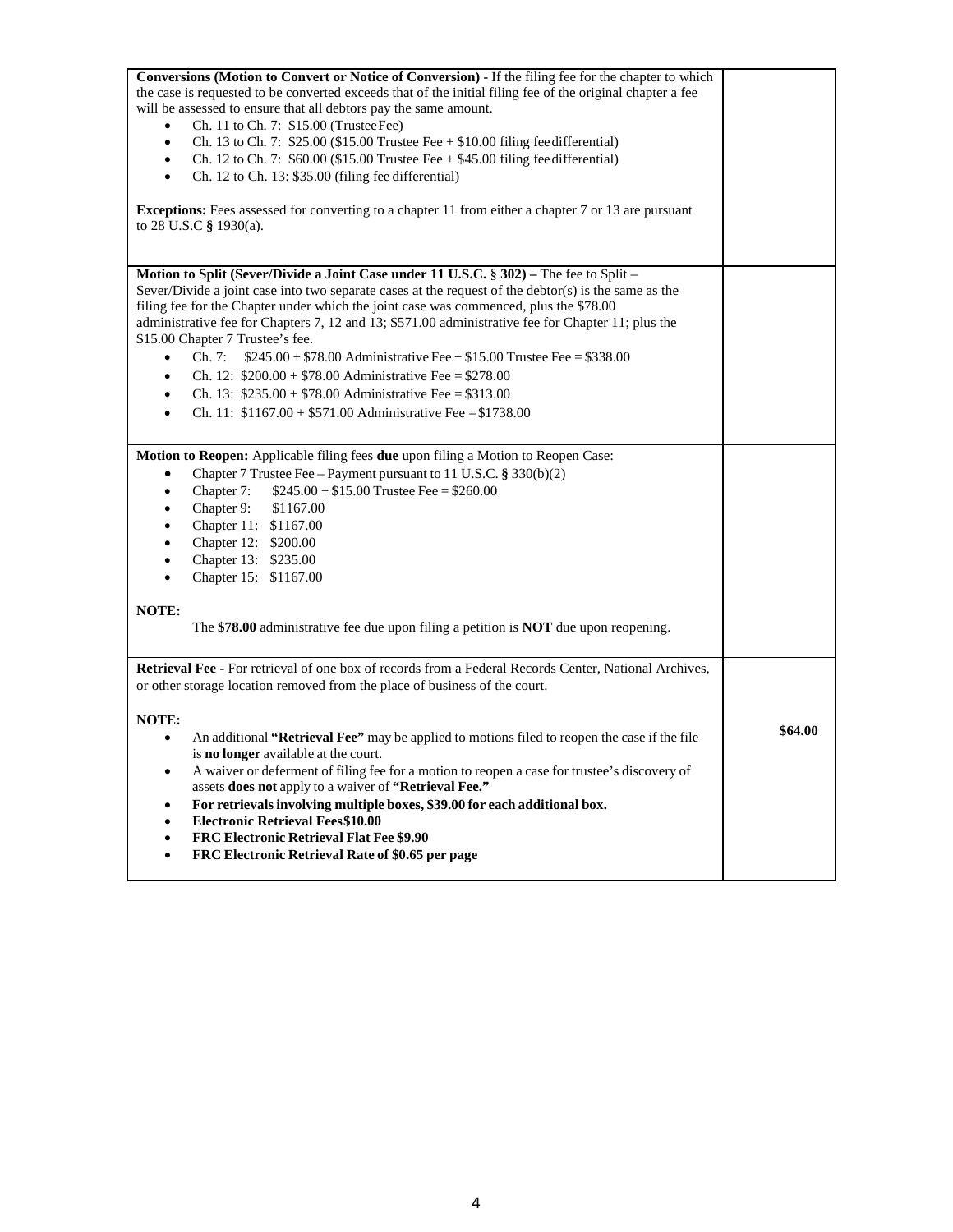| | |
|---|---|
| **Conversions (Motion to Convert or Notice of Conversion) -** If the filing fee for the chapter to which the case is requested to be converted exceeds that of the initial filing fee of the original chapter a fee will be assessed to ensure that all debtors pay the same amount.<br>• Ch. 11 to Ch. 7: $15.00 (Trustee Fee)<br>• Ch. 13 to Ch. 7: $25.00 ($15.00 Trustee Fee + $10.00 filing fee differential)<br>• Ch. 12 to Ch. 7: $60.00 ($15.00 Trustee Fee + $45.00 filing fee differential)<br>• Ch. 12 to Ch. 13: $35.00 (filing fee differential)<br><br>**Exceptions:** Fees assessed for converting to a chapter 11 from either a chapter 7 or 13 are pursuant to 28 U.S.C **§** 1930(a). | |
| **Motion to Split (Sever/Divide a Joint Case under 11 U.S.C.** § **302) –** The fee to Split – Sever/Divide a joint case into two separate cases at the request of the debtor(s) is the same as the filing fee for the Chapter under which the joint case was commenced, plus the $78.00 administrative fee for Chapters 7, 12 and 13; $571.00 administrative fee for Chapter 11; plus the $15.00 Chapter 7 Trustee's fee.<br>• Ch. 7: $245.00 + $78.00 Administrative Fee + $15.00 Trustee Fee = $338.00<br>• Ch. 12: $200.00 + $78.00 Administrative Fee = $278.00<br>• Ch. 13: $235.00 + $78.00 Administrative Fee = $313.00<br>• Ch. 11: $1167.00 + $571.00 Administrative Fee = $1738.00 | |
| **Motion to Reopen:** Applicable filing fees **due** upon filing a Motion to Reopen Case:<br>• Chapter 7 Trustee Fee – Payment pursuant to 11 U.S.C. **§** 330(b)(2)<br>• Chapter 7: $245.00 + $15.00 Trustee Fee = $260.00<br>• Chapter 9: $1167.00<br>• Chapter 11: $1167.00<br>• Chapter 12: $200.00<br>• Chapter 13: $235.00<br>• Chapter 15: $1167.00<br><br>**NOTE:**<br>The **$78.00** administrative fee due upon filing a petition is **NOT** due upon reopening. | |
| **Retrieval Fee -** For retrieval of one box of records from a Federal Records Center, National Archives, or other storage location removed from the place of business of the court.<br><br>**NOTE:**<br>• An additional **"Retrieval Fee"** may be applied to motions filed to reopen the case if the file is **no longer** available at the court.<br>• A waiver or deferment of filing fee for a motion to reopen a case for trustee's discovery of assets **does not** apply to a waiver of **"Retrieval Fee."**<br>• **For retrievals involving multiple boxes, $39.00 for each additional box.**<br>• **Electronic Retrieval Fees $10.00**<br>• **FRC Electronic Retrieval Flat Fee $9.90**<br>• **FRC Electronic Retrieval Rate of $0.65 per page** | **$64.00** |